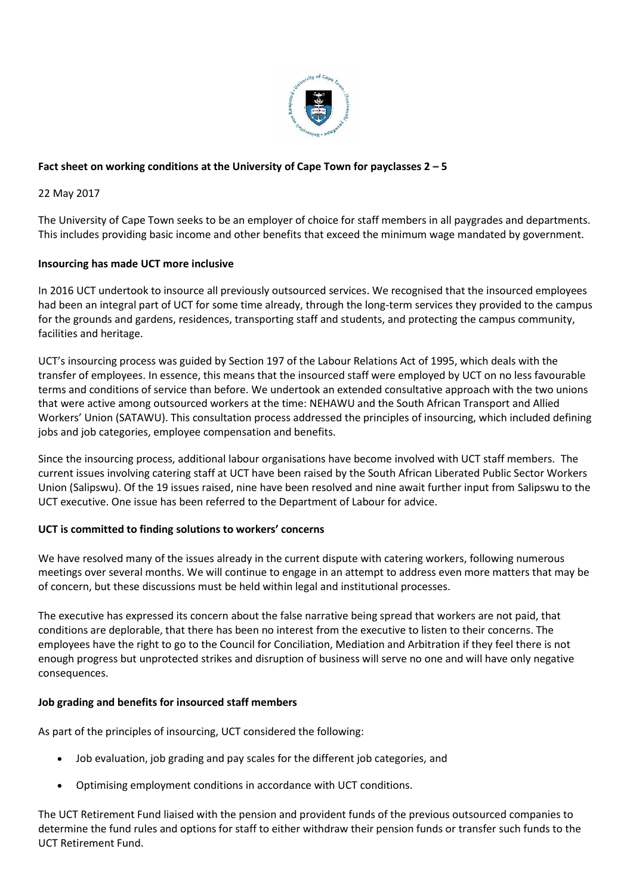**Fact sheet on working conditions at the University of Cape Town for payclasses 2 – 5**

22 May 2017

The University of Cape Town seeks to be an employer of choice for staff members in all paygrades and departments. This includes providing basic income and other benefits that exceed the minimum wage mandated by government.

**Insourcing has made UCT more inclusive**

In 2016 UCT undertook to insource all previously outsourced services. We recognised that the insourced employees had been an integral part of UCT for some time already, through the long-term services they provided to the campus for the grounds and gardens, residences, transporting staff and students, and protecting the campus community, facilities and heritage.

UCT's insourcing process was guided by Section 197 of the Labour Relations Act of 1995, which deals with the transfer of employees. In essence, this means that the insourced staff were employed by UCT on no less favourable terms and conditions of service than before. We undertook an extended consultative approach with the two unions that were active among outsourced workers at the time: NEHAWU and the South African Transport and Allied Workers' Union (SATAWU). This consultation process addressed the principles of insourcing, which included defining jobs and job categories, employee compensation and benefits.

Since the insourcing process, additional labour organisations have become involved with UCT staff members. The current issues involving catering staff at UCT have been raised by the South African Liberated Public Sector Workers Union (Salipswu). Of the 19 issues raised, nine have been resolved and nine await further input from Salipswu to the UCT executive. One issue has been referred to the Department of Labour for advice.

**UCT is committed to finding solutions to workers' concerns**

We have resolved many of the issues already in the current dispute with catering workers, following numerous meetings over several months. We will continue to engage in an attempt to address even more matters that may be of concern, but these discussions must be held within legal and institutional processes.

The executive has expressed its concern about the false narrative being spread that workers are not paid, that conditions are deplorable, that there has been no interest from the executive to listen to their concerns. The employees have the right to go to the Council for Conciliation, Mediation and Arbitration if they feel there is not enough progress but unprotected strikes and disruption of business will serve no one and will have only negative consequences.

**Job grading and benefits for insourced staff members**

As part of the principles of insourcing, UCT considered the following:

- Job evaluation, job grading and pay scales for the different job categories, and
- Optimising employment conditions in accordance with UCT conditions.

The UCT Retirement Fund liaised with the pension and provident funds of the previous outsourced companies to determine the fund rules and options for staff to either withdraw their pension funds or transfer such funds to the UCT Retirement Fund.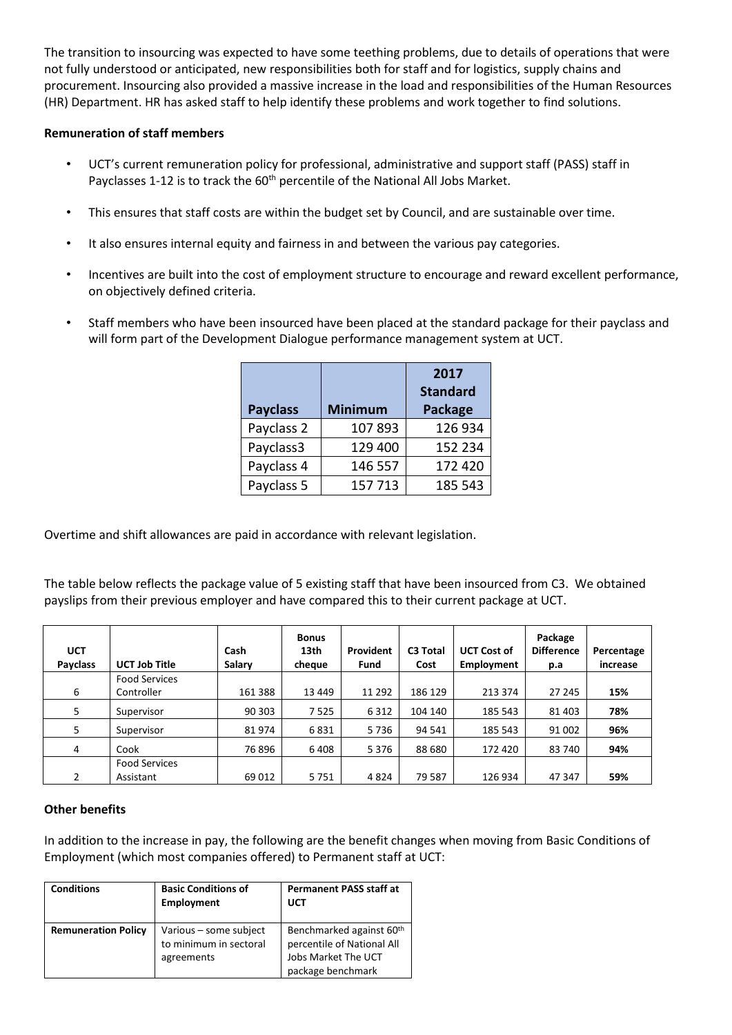The transition to insourcing was expected to have some teething problems, due to details of operations that were not fully understood or anticipated, new responsibilities both for staff and for logistics, supply chains and procurement. Insourcing also provided a massive increase in the load and responsibilities of the Human Resources (HR) Department. HR has asked staff to help identify these problems and work together to find solutions.

**Remuneration of staff members**

- UCT's current remuneration policy for professional, administrative and support staff (PASS) staff in Payclasses 1-12 is to track the 60th percentile of the National All Jobs Market.
- This ensures that staff costs are within the budget set by Council, and are sustainable over time.
- It also ensures internal equity and fairness in and between the various pay categories.
- Incentives are built into the cost of employment structure to encourage and reward excellent performance, on objectively defined criteria.
- Staff members who have been insourced have been placed at the standard package for their payclass and will form part of the Development Dialogue performance management system at UCT.

| Payclass | Minimum | 2017 Standard Package |
|---|---|---|
| Payclass 2 | 107 893 | 126 934 |
| Payclass3 | 129 400 | 152 234 |
| Payclass 4 | 146 557 | 172 420 |
| Payclass 5 | 157 713 | 185 543 |

Overtime and shift allowances are paid in accordance with relevant legislation.

The table below reflects the package value of 5 existing staff that have been insourced from C3. We obtained payslips from their previous employer and have compared this to their current package at UCT.

| UCT Payclass | UCT Job Title | Cash Salary | Bonus 13th cheque | Provident Fund | C3 Total Cost | UCT Cost of Employment | Package Difference p.a | Percentage increase |
|---|---|---|---|---|---|---|---|---|
| 6 | Food Services Controller | 161 388 | 13 449 | 11 292 | 186 129 | 213 374 | 27 245 | **15%** |
| 5 | Supervisor | 90 303 | 7 525 | 6 312 | 104 140 | 185 543 | 81 403 | **78%** |
| 5 | Supervisor | 81 974 | 6 831 | 5 736 | 94 541 | 185 543 | 91 002 | **96%** |
| 4 | Cook | 76 896 | 6 408 | 5 376 | 88 680 | 172 420 | 83 740 | **94%** |
| 2 | Food Services Assistant | 69 012 | 5 751 | 4 824 | 79 587 | 126 934 | 47 347 | **59%** |

**Other benefits**

In addition to the increase in pay, the following are the benefit changes when moving from Basic Conditions of Employment (which most companies offered) to Permanent staff at UCT:

| Conditions | Basic Conditions of Employment | Permanent PASS staff at UCT |
|---|---|---|
| **Remuneration Policy** | Various – some subject to minimum in sectoral agreements | Benchmarked against 60th percentile of National All Jobs Market The UCT package benchmark |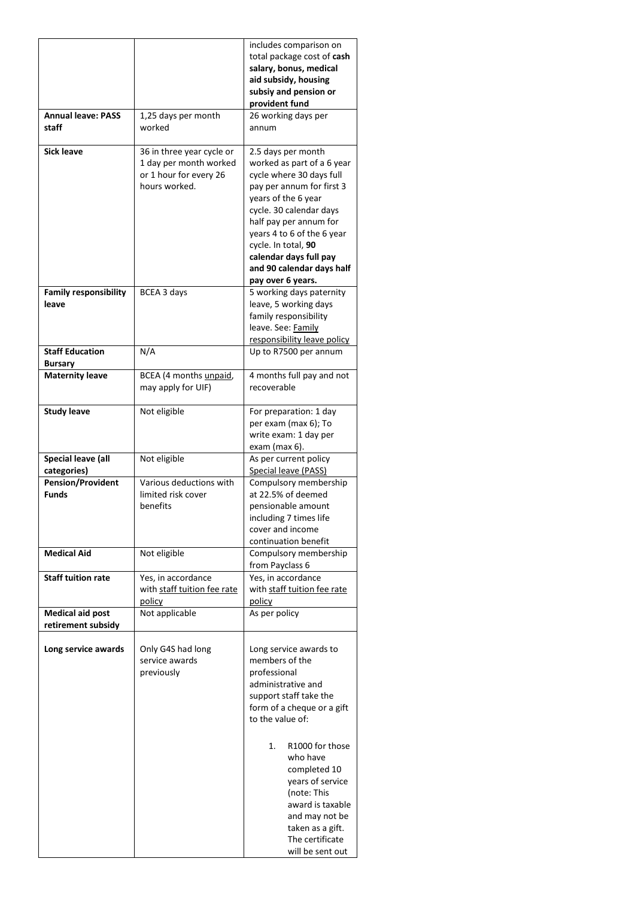| | | |
|---|---|---|
| | | includes comparison on total package cost of **cash salary, bonus, medical aid subsidy, housing subsiy and pension or provident fund** |
| **Annual leave: PASS staff** | 1,25 days per month worked | 26 working days per annum |
| **Sick leave** | 36 in three year cycle or 1 day per month worked or 1 hour for every 26 hours worked. | 2.5 days per month worked as part of a 6 year cycle where 30 days full pay per annum for first 3 years of the 6 year cycle. 30 calendar days half pay per annum for years 4 to 6 of the 6 year cycle. In total, **90 calendar days full pay and 90 calendar days half pay over 6 years.** |
| **Family responsibility leave** | BCEA 3 days | 5 working days paternity leave, 5 working days family responsibility leave. See: Family responsibility leave policy |
| **Staff Education Bursary** | N/A | Up to R7500 per annum |
| **Maternity leave** | BCEA (4 months unpaid, may apply for UIF) | 4 months full pay and not recoverable |
| **Study leave** | Not eligible | For preparation: 1 day per exam (max 6); To write exam: 1 day per exam (max 6). |
| **Special leave (all categories)** | Not eligible | As per current policy Special leave (PASS) |
| **Pension/Provident Funds** | Various deductions with limited risk cover benefits | Compulsory membership at 22.5% of deemed pensionable amount including 7 times life cover and income continuation benefit |
| **Medical Aid** | Not eligible | Compulsory membership from Payclass 6 |
| **Staff tuition rate** | Yes, in accordance with staff tuition fee rate policy | Yes, in accordance with staff tuition fee rate policy |
| **Medical aid post retirement subsidy** | Not applicable | As per policy |
| **Long service awards** | Only G4S had long service awards previously | Long service awards to members of the professional administrative and support staff take the form of a cheque or a gift to the value of:<br><br>1. R1000 for those who have completed 10 years of service (note: This award is taxable and may not be taken as a gift. The certificate will be sent out |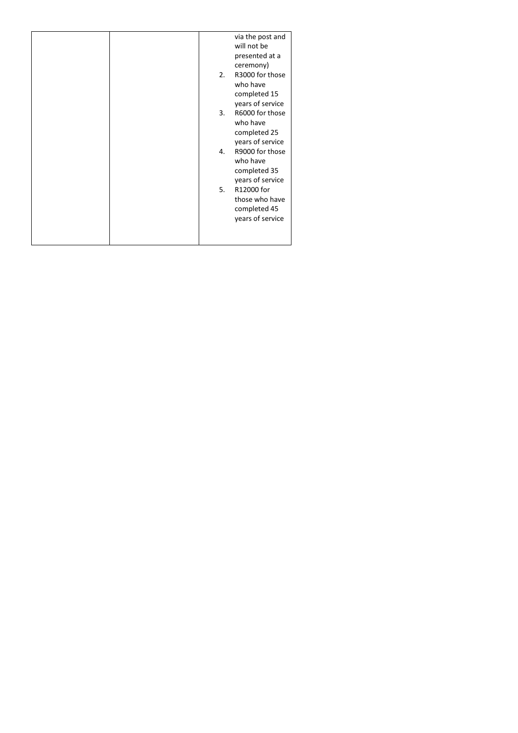| | | |
|---|---|---|
| | | via the post and will not be presented at a ceremony)<br>2. R3000 for those who have completed 15 years of service<br>3. R6000 for those who have completed 25 years of service<br>4. R9000 for those who have completed 35 years of service<br>5. R12000 for those who have completed 45 years of service |